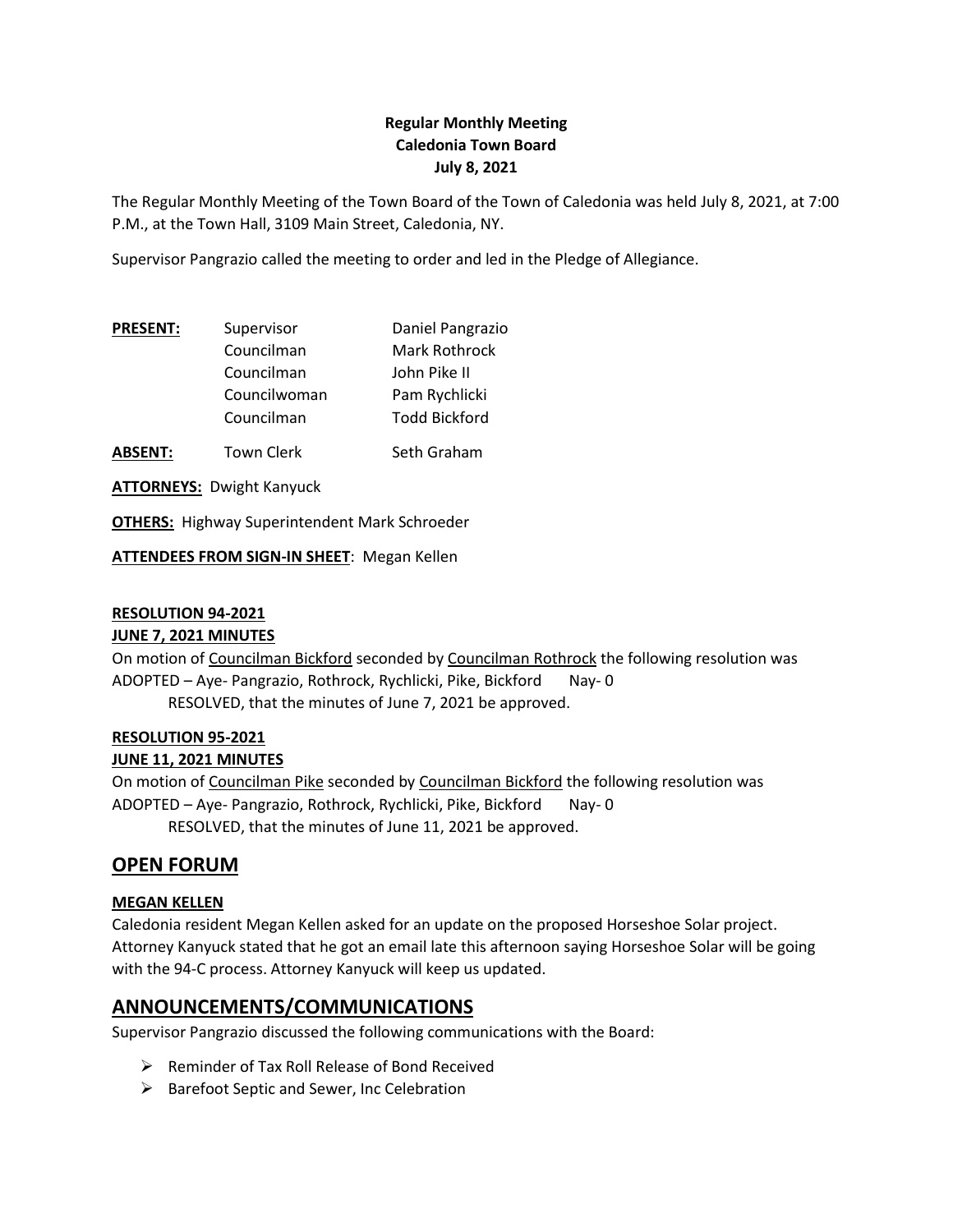**Regular Monthly Meeting**
**Caledonia Town Board**
**July 8, 2021**

The Regular Monthly Meeting of the Town Board of the Town of Caledonia was held July 8, 2021, at 7:00 P.M., at the Town Hall, 3109 Main Street, Caledonia, NY.

Supervisor Pangrazio called the meeting to order and led in the Pledge of Allegiance.

| | | |
|---|---|---|
| **PRESENT:** | Supervisor | Daniel Pangrazio |
| | Councilman | Mark Rothrock |
| | Councilman | John Pike II |
| | Councilwoman | Pam Rychlicki |
| | Councilman | Todd Bickford |
| **ABSENT:** | Town Clerk | Seth Graham |

**ATTORNEYS:** Dwight Kanyuck

**OTHERS:** Highway Superintendent Mark Schroeder

**ATTENDEES FROM SIGN-IN SHEET**: Megan Kellen

**RESOLUTION 94-2021**
**JUNE 7, 2021 MINUTES**

On motion of Councilman Bickford seconded by Councilman Rothrock the following resolution was ADOPTED – Aye- Pangrazio, Rothrock, Rychlicki, Pike, Bickford Nay- 0

RESOLVED, that the minutes of June 7, 2021 be approved.

**RESOLUTION 95-2021**
**JUNE 11, 2021 MINUTES**

On motion of Councilman Pike seconded by Councilman Bickford the following resolution was ADOPTED – Aye- Pangrazio, Rothrock, Rychlicki, Pike, Bickford Nay- 0

RESOLVED, that the minutes of June 11, 2021 be approved.

## OPEN FORUM

**MEGAN KELLEN**

Caledonia resident Megan Kellen asked for an update on the proposed Horseshoe Solar project. Attorney Kanyuck stated that he got an email late this afternoon saying Horseshoe Solar will be going with the 94-C process. Attorney Kanyuck will keep us updated.

## ANNOUNCEMENTS/COMMUNICATIONS

Supervisor Pangrazio discussed the following communications with the Board:

- Reminder of Tax Roll Release of Bond Received
- Barefoot Septic and Sewer, Inc Celebration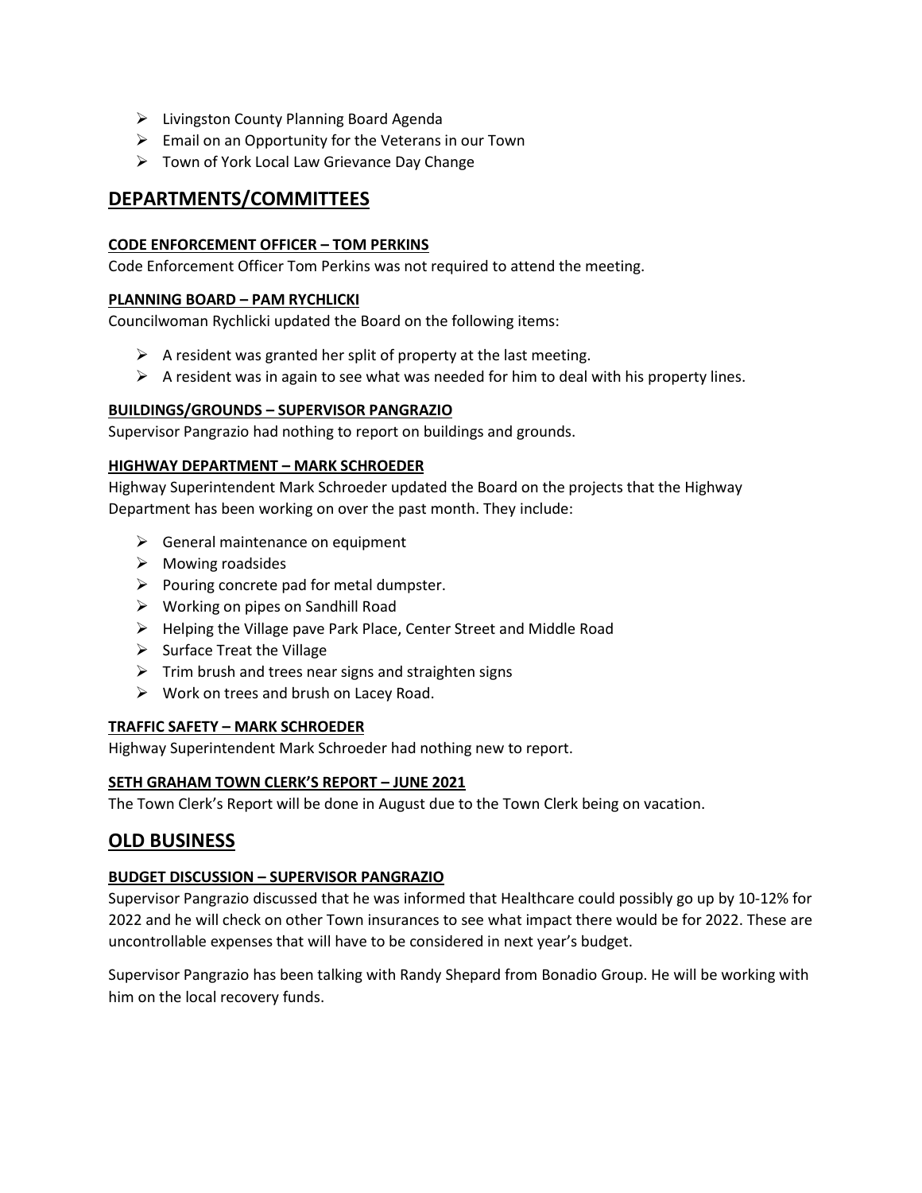- Livingston County Planning Board Agenda
- Email on an Opportunity for the Veterans in our Town
- Town of York Local Law Grievance Day Change

## DEPARTMENTS/COMMITTEES

### CODE ENFORCEMENT OFFICER – TOM PERKINS

Code Enforcement Officer Tom Perkins was not required to attend the meeting.

### PLANNING BOARD – PAM RYCHLICKI

Councilwoman Rychlicki updated the Board on the following items:

- A resident was granted her split of property at the last meeting.
- A resident was in again to see what was needed for him to deal with his property lines.

### BUILDINGS/GROUNDS – SUPERVISOR PANGRAZIO

Supervisor Pangrazio had nothing to report on buildings and grounds.

### HIGHWAY DEPARTMENT – MARK SCHROEDER

Highway Superintendent Mark Schroeder updated the Board on the projects that the Highway Department has been working on over the past month. They include:

- General maintenance on equipment
- Mowing roadsides
- Pouring concrete pad for metal dumpster.
- Working on pipes on Sandhill Road
- Helping the Village pave Park Place, Center Street and Middle Road
- Surface Treat the Village
- Trim brush and trees near signs and straighten signs
- Work on trees and brush on Lacey Road.

### TRAFFIC SAFETY – MARK SCHROEDER

Highway Superintendent Mark Schroeder had nothing new to report.

### SETH GRAHAM TOWN CLERK'S REPORT – JUNE 2021

The Town Clerk's Report will be done in August due to the Town Clerk being on vacation.

## OLD BUSINESS

### BUDGET DISCUSSION – SUPERVISOR PANGRAZIO

Supervisor Pangrazio discussed that he was informed that Healthcare could possibly go up by 10-12% for 2022 and he will check on other Town insurances to see what impact there would be for 2022. These are uncontrollable expenses that will have to be considered in next year's budget.

Supervisor Pangrazio has been talking with Randy Shepard from Bonadio Group. He will be working with him on the local recovery funds.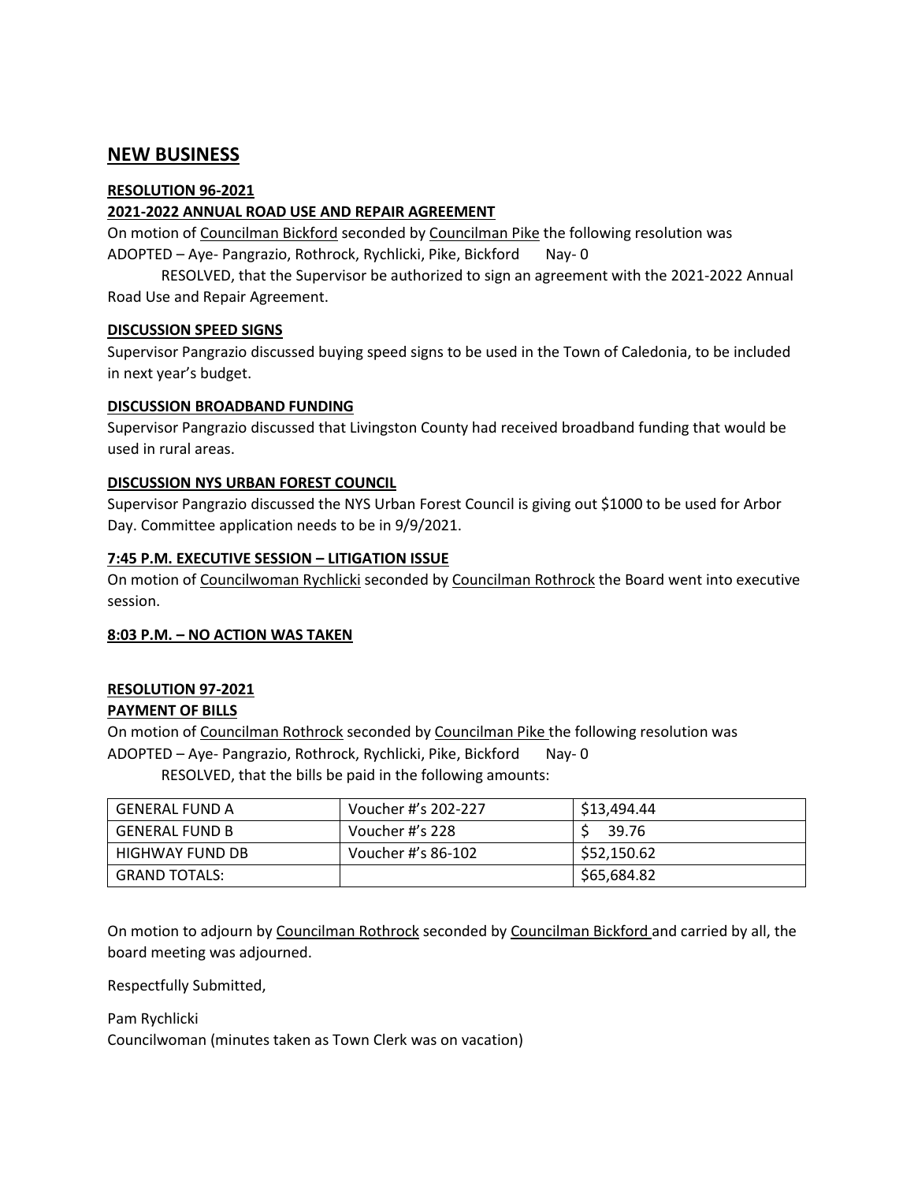## NEW BUSINESS

**RESOLUTION 96-2021**

**2021-2022 ANNUAL ROAD USE AND REPAIR AGREEMENT**

On motion of Councilman Bickford seconded by Councilman Pike the following resolution was ADOPTED – Aye- Pangrazio, Rothrock, Rychlicki, Pike, Bickford Nay- 0

RESOLVED, that the Supervisor be authorized to sign an agreement with the 2021-2022 Annual Road Use and Repair Agreement.

**DISCUSSION SPEED SIGNS**

Supervisor Pangrazio discussed buying speed signs to be used in the Town of Caledonia, to be included in next year's budget.

**DISCUSSION BROADBAND FUNDING**

Supervisor Pangrazio discussed that Livingston County had received broadband funding that would be used in rural areas.

**DISCUSSION NYS URBAN FOREST COUNCIL**

Supervisor Pangrazio discussed the NYS Urban Forest Council is giving out $1000 to be used for Arbor Day. Committee application needs to be in 9/9/2021.

**7:45 P.M. EXECUTIVE SESSION – LITIGATION ISSUE**

On motion of Councilwoman Rychlicki seconded by Councilman Rothrock the Board went into executive session.

**8:03 P.M. – NO ACTION WAS TAKEN**

**RESOLUTION 97-2021**

**PAYMENT OF BILLS**

On motion of Councilman Rothrock seconded by Councilman Pike the following resolution was ADOPTED – Aye- Pangrazio, Rothrock, Rychlicki, Pike, Bickford Nay- 0

RESOLVED, that the bills be paid in the following amounts:

| | | |
|---|---|---|
| GENERAL FUND A | Voucher #'s 202-227 | $13,494.44 |
| GENERAL FUND B | Voucher #'s 228 | $ 39.76 |
| HIGHWAY FUND DB | Voucher #'s 86-102 | $52,150.62 |
| GRAND TOTALS: | | $65,684.82 |

On motion to adjourn by Councilman Rothrock seconded by Councilman Bickford and carried by all, the board meeting was adjourned.

Respectfully Submitted,

Pam Rychlicki
Councilwoman (minutes taken as Town Clerk was on vacation)